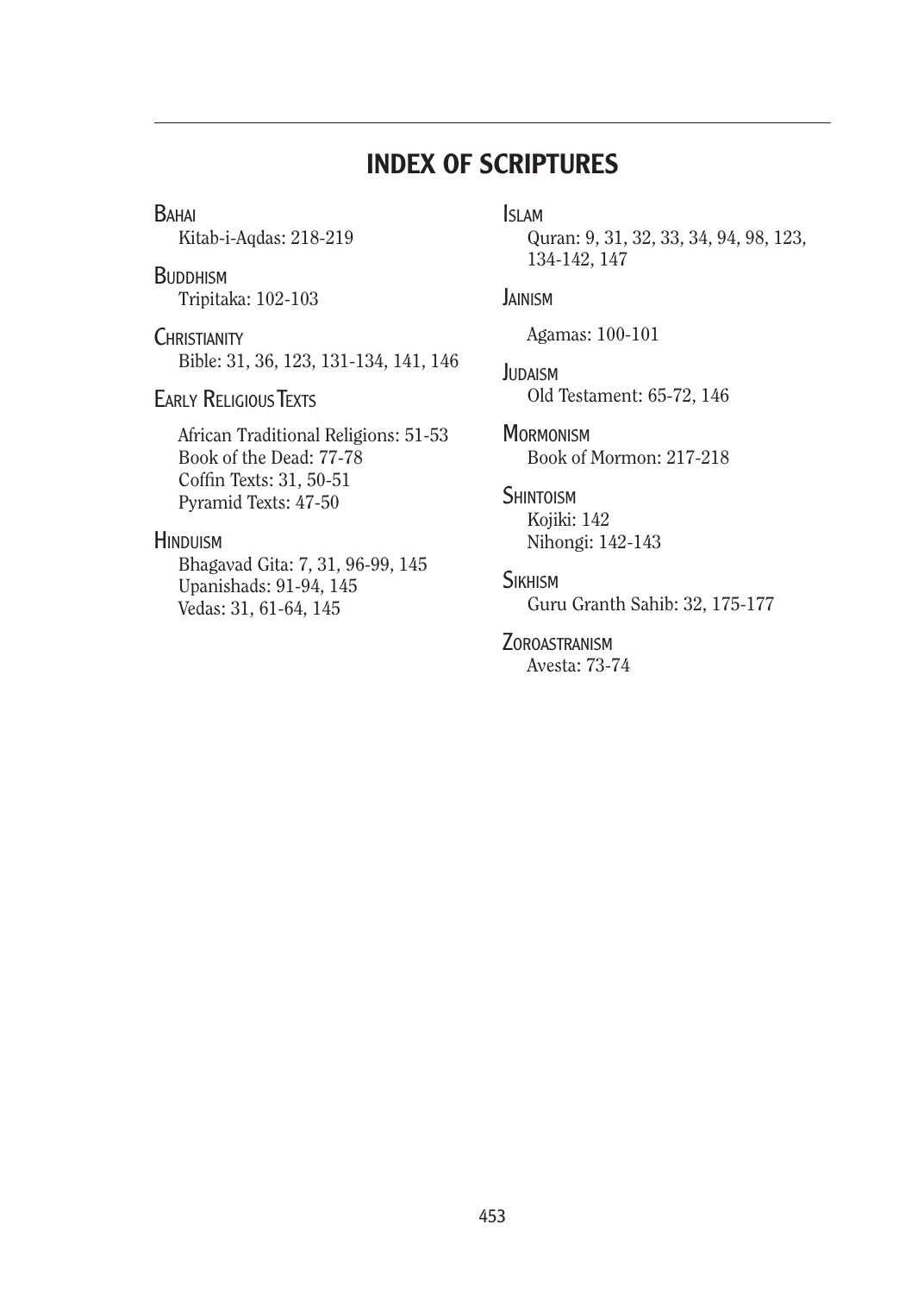# INDEX OF SCRIPTURES

**Bahai**
Kitab-i-Aqdas: 218-219

**Buddhism**
Tripitaka: 102-103

**Christianity**
Bible: 31, 36, 123, 131-134, 141, 146

**Early Religious Texts**
African Traditional Religions: 51-53
Book of the Dead: 77-78
Coffin Texts: 31, 50-51
Pyramid Texts: 47-50

**Hinduism**
Bhagavad Gita: 7, 31, 96-99, 145
Upanishads: 91-94, 145
Vedas: 31, 61-64, 145

**Islam**
Quran: 9, 31, 32, 33, 34, 94, 98, 123, 134-142, 147

**Jainism**
Agamas: 100-101

**Judaism**
Old Testament: 65-72, 146

**Mormonism**
Book of Mormon: 217-218

**Shintoism**
Kojiki: 142
Nihongi: 142-143

**Sikhism**
Guru Granth Sahib: 32, 175-177

**Zoroastranism**
Avesta: 73-74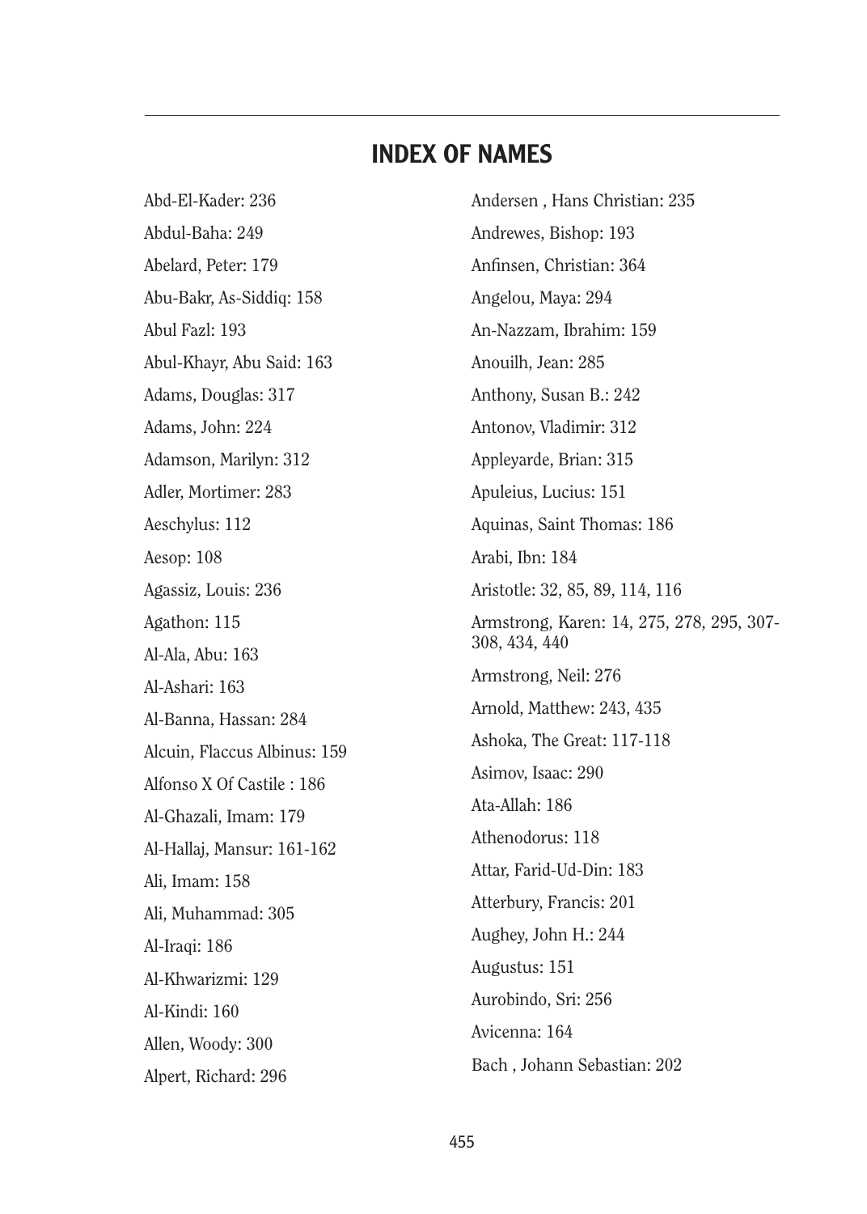# INDEX OF NAMES

Abd-El-Kader: 236

Abdul-Baha: 249

Abelard, Peter: 179

Abu-Bakr, As-Siddiq: 158

Abul Fazl: 193

Abul-Khayr, Abu Said: 163

Adams, Douglas: 317

Adams, John: 224

Adamson, Marilyn: 312

Adler, Mortimer: 283

Aeschylus: 112

Aesop: 108

Agassiz, Louis: 236

Agathon: 115

Al-Ala, Abu: 163

Al-Ashari: 163

Al-Banna, Hassan: 284

Alcuin, Flaccus Albinus: 159

Alfonso X Of Castile : 186

Al-Ghazali, Imam: 179

Al-Hallaj, Mansur: 161-162

Ali, Imam: 158

Ali, Muhammad: 305

Al-Iraqi: 186

Al-Khwarizmi: 129

Al-Kindi: 160

Allen, Woody: 300

Alpert, Richard: 296

Andersen , Hans Christian: 235

Andrewes, Bishop: 193

Anfinsen, Christian: 364

Angelou, Maya: 294

An-Nazzam, Ibrahim: 159

Anouilh, Jean: 285

Anthony, Susan B.: 242

Antonov, Vladimir: 312

Appleyarde, Brian: 315

Apuleius, Lucius: 151

Aquinas, Saint Thomas: 186

Arabi, Ibn: 184

Aristotle: 32, 85, 89, 114, 116

Armstrong, Karen: 14, 275, 278, 295, 307-308, 434, 440

Armstrong, Neil: 276

Arnold, Matthew: 243, 435

Ashoka, The Great: 117-118

Asimov, Isaac: 290

Ata-Allah: 186

Athenodorus: 118

Attar, Farid-Ud-Din: 183

Atterbury, Francis: 201

Aughey, John H.: 244

Augustus: 151

Aurobindo, Sri: 256

Avicenna: 164

Bach , Johann Sebastian: 202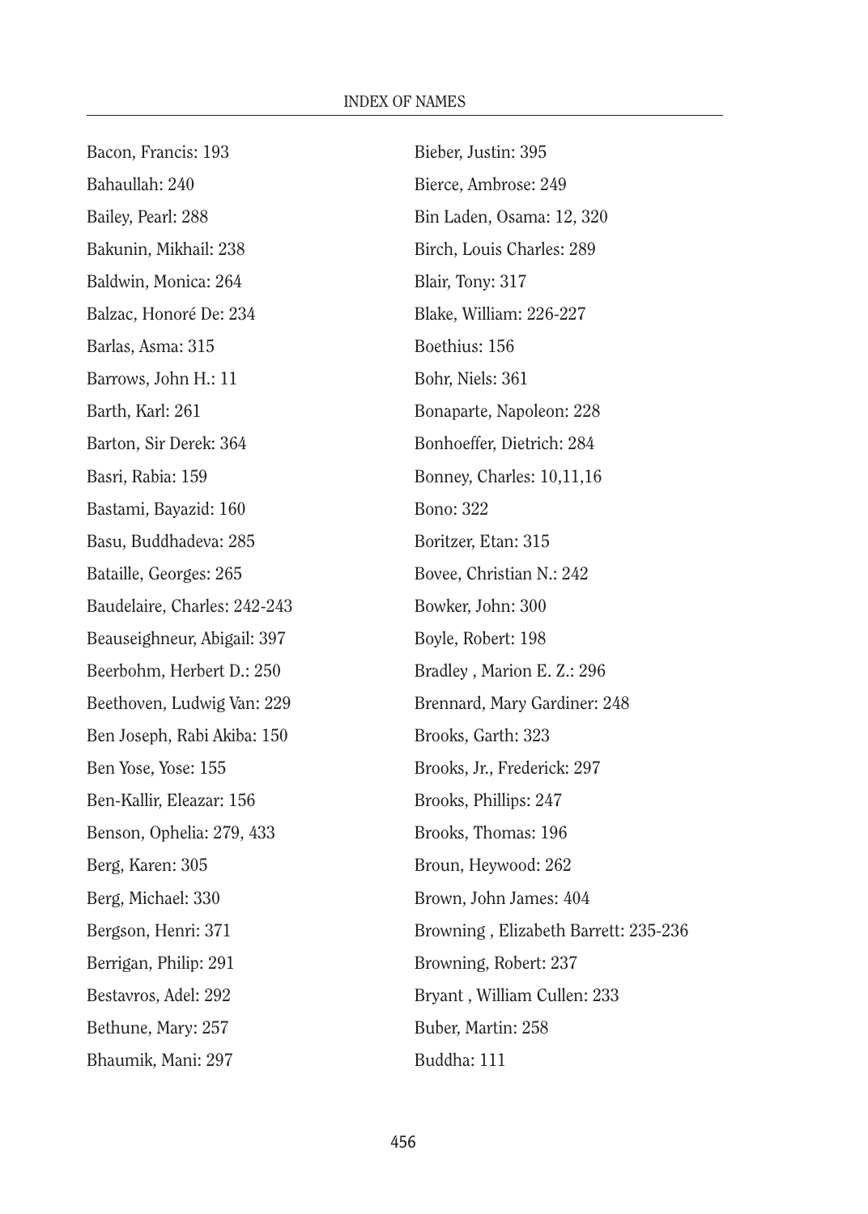Bacon, Francis: 193

Bahaullah: 240

Bailey, Pearl: 288

Bakunin, Mikhail: 238

Baldwin, Monica: 264

Balzac, Honoré De: 234

Barlas, Asma: 315

Barrows, John H.: 11

Barth, Karl: 261

Barton, Sir Derek: 364

Basri, Rabia: 159

Bastami, Bayazid: 160

Basu, Buddhadeva: 285

Bataille, Georges: 265

Baudelaire, Charles: 242-243

Beauseighneur, Abigail: 397

Beerbohm, Herbert D.: 250

Beethoven, Ludwig Van: 229

Ben Joseph, Rabi Akiba: 150

Ben Yose, Yose: 155

Ben-Kallir, Eleazar: 156

Benson, Ophelia: 279, 433

Berg, Karen: 305

Berg, Michael: 330

Bergson, Henri: 371

Berrigan, Philip: 291

Bestavros, Adel: 292

Bethune, Mary: 257

Bhaumik, Mani: 297

Bieber, Justin: 395

Bierce, Ambrose: 249

Bin Laden, Osama: 12, 320

Birch, Louis Charles: 289

Blair, Tony: 317

Blake, William: 226-227

Boethius: 156

Bohr, Niels: 361

Bonaparte, Napoleon: 228

Bonhoeffer, Dietrich: 284

Bonney, Charles: 10,11,16

Bono: 322

Boritzer, Etan: 315

Bovee, Christian N.: 242

Bowker, John: 300

Boyle, Robert: 198

Bradley , Marion E. Z.: 296

Brennard, Mary Gardiner: 248

Brooks, Garth: 323

Brooks, Jr., Frederick: 297

Brooks, Phillips: 247

Brooks, Thomas: 196

Broun, Heywood: 262

Brown, John James: 404

Browning , Elizabeth Barrett: 235-236

Browning, Robert: 237

Bryant , William Cullen: 233

Buber, Martin: 258

Buddha: 111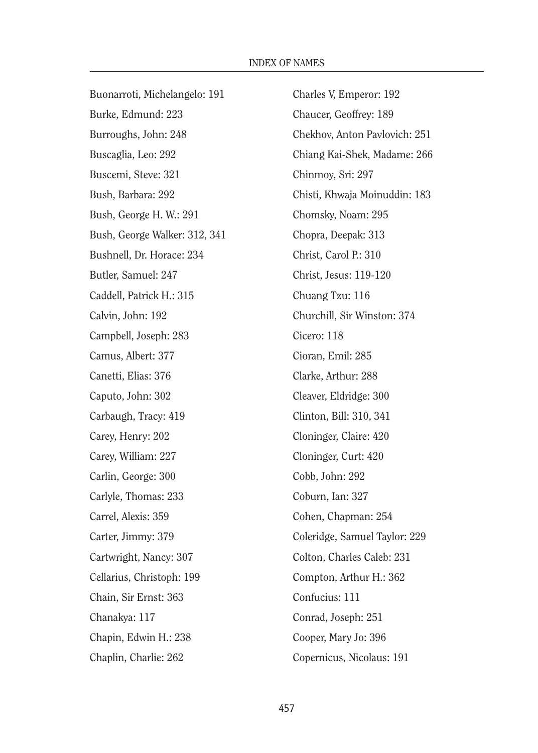Buonarroti, Michelangelo: 191

Burke, Edmund: 223

Burroughs, John: 248

Buscaglia, Leo: 292

Buscemi, Steve: 321

Bush, Barbara: 292

Bush, George H. W.: 291

Bush, George Walker: 312, 341

Bushnell, Dr. Horace: 234

Butler, Samuel: 247

Caddell, Patrick H.: 315

Calvin, John: 192

Campbell, Joseph: 283

Camus, Albert: 377

Canetti, Elias: 376

Caputo, John: 302

Carbaugh, Tracy: 419

Carey, Henry: 202

Carey, William: 227

Carlin, George: 300

Carlyle, Thomas: 233

Carrel, Alexis: 359

Carter, Jimmy: 379

Cartwright, Nancy: 307

Cellarius, Christoph: 199

Chain, Sir Ernst: 363

Chanakya: 117

Chapin, Edwin H.: 238

Chaplin, Charlie: 262

Charles V, Emperor: 192

Chaucer, Geoffrey: 189

Chekhov, Anton Pavlovich: 251

Chiang Kai-Shek, Madame: 266

Chinmoy, Sri: 297

Chisti, Khwaja Moinuddin: 183

Chomsky, Noam: 295

Chopra, Deepak: 313

Christ, Carol P.: 310

Christ, Jesus: 119-120

Chuang Tzu: 116

Churchill, Sir Winston: 374

Cicero: 118

Cioran, Emil: 285

Clarke, Arthur: 288

Cleaver, Eldridge: 300

Clinton, Bill: 310, 341

Cloninger, Claire: 420

Cloninger, Curt: 420

Cobb, John: 292

Coburn, Ian: 327

Cohen, Chapman: 254

Coleridge, Samuel Taylor: 229

Colton, Charles Caleb: 231

Compton, Arthur H.: 362

Confucius: 111

Conrad, Joseph: 251

Cooper, Mary Jo: 396

Copernicus, Nicolaus: 191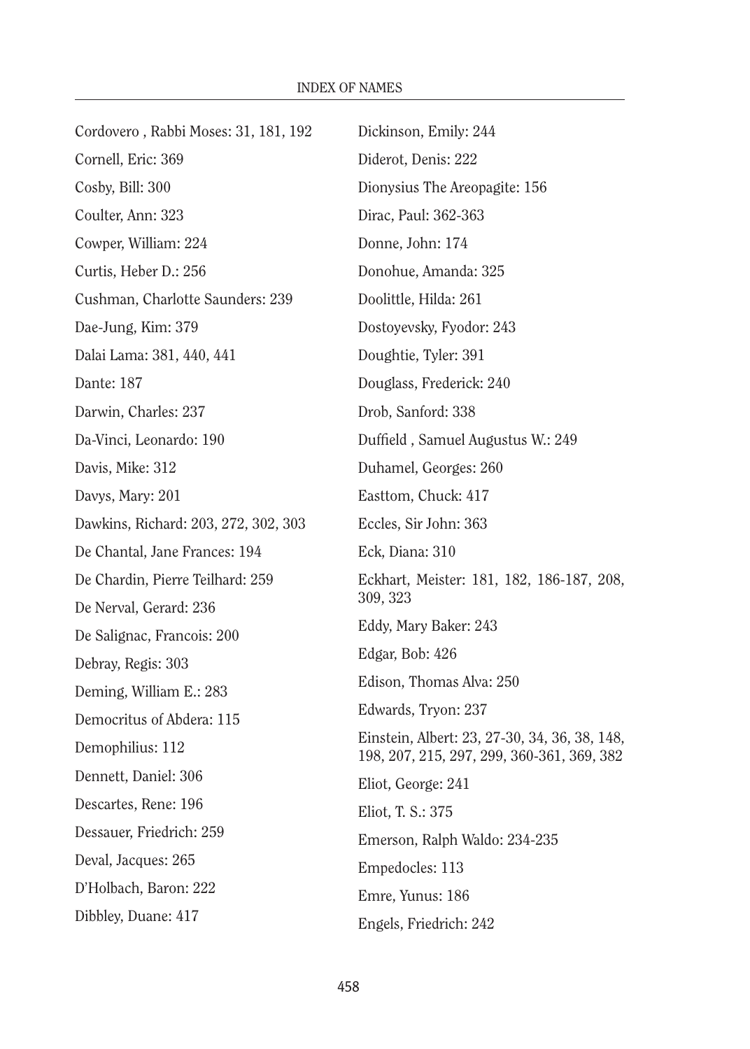Cordovero , Rabbi Moses: 31, 181, 192

Cornell, Eric: 369

Cosby, Bill: 300

Coulter, Ann: 323

Cowper, William: 224

Curtis, Heber D.: 256

Cushman, Charlotte Saunders: 239

Dae-Jung, Kim: 379

Dalai Lama: 381, 440, 441

Dante: 187

Darwin, Charles: 237

Da-Vinci, Leonardo: 190

Davis, Mike: 312

Davys, Mary: 201

Dawkins, Richard: 203, 272, 302, 303

De Chantal, Jane Frances: 194

De Chardin, Pierre Teilhard: 259

De Nerval, Gerard: 236

De Salignac, Francois: 200

Debray, Regis: 303

Deming, William E.: 283

Democritus of Abdera: 115

Demophilius: 112

Dennett, Daniel: 306

Descartes, Rene: 196

Dessauer, Friedrich: 259

Deval, Jacques: 265

D'Holbach, Baron: 222

Dibbley, Duane: 417

Dickinson, Emily: 244

Diderot, Denis: 222

Dionysius The Areopagite: 156

Dirac, Paul: 362-363

Donne, John: 174

Donohue, Amanda: 325

Doolittle, Hilda: 261

Dostoyevsky, Fyodor: 243

Doughtie, Tyler: 391

Douglass, Frederick: 240

Drob, Sanford: 338

Duffield , Samuel Augustus W.: 249

Duhamel, Georges: 260

Easttom, Chuck: 417

Eccles, Sir John: 363

Eck, Diana: 310

Eckhart, Meister: 181, 182, 186-187, 208, 309, 323

Eddy, Mary Baker: 243

Edgar, Bob: 426

Edison, Thomas Alva: 250

Edwards, Tryon: 237

Einstein, Albert: 23, 27-30, 34, 36, 38, 148, 198, 207, 215, 297, 299, 360-361, 369, 382

Eliot, George: 241

Eliot, T. S.: 375

Emerson, Ralph Waldo: 234-235

Empedocles: 113

Emre, Yunus: 186

Engels, Friedrich: 242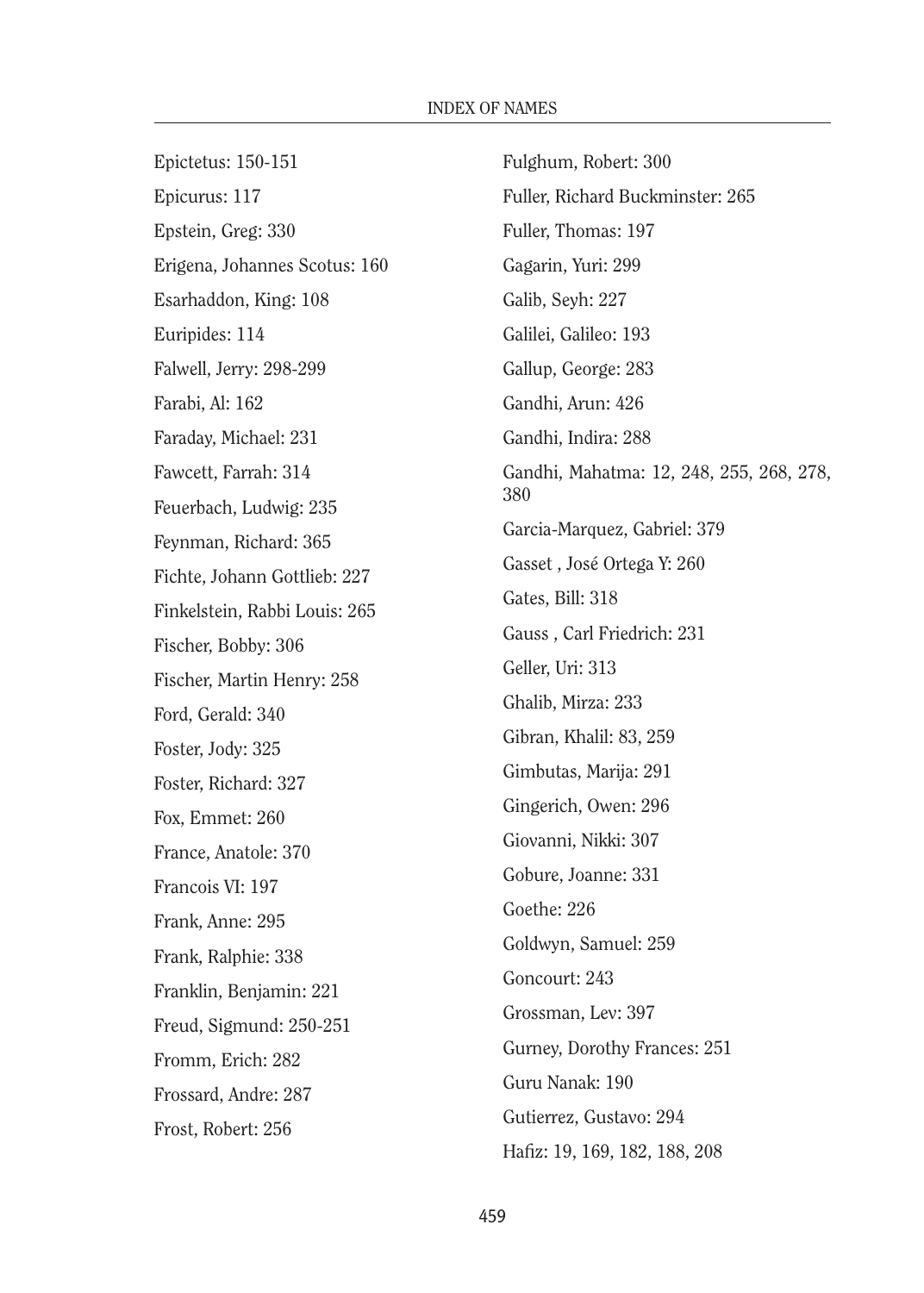Epictetus: 150-151

Epicurus: 117

Epstein, Greg: 330

Erigena, Johannes Scotus: 160

Esarhaddon, King: 108

Euripides: 114

Falwell, Jerry: 298-299

Farabi, Al: 162

Faraday, Michael: 231

Fawcett, Farrah: 314

Feuerbach, Ludwig: 235

Feynman, Richard: 365

Fichte, Johann Gottlieb: 227

Finkelstein, Rabbi Louis: 265

Fischer, Bobby: 306

Fischer, Martin Henry: 258

Ford, Gerald: 340

Foster, Jody: 325

Foster, Richard: 327

Fox, Emmet: 260

France, Anatole: 370

Francois VI: 197

Frank, Anne: 295

Frank, Ralphie: 338

Franklin, Benjamin: 221

Freud, Sigmund: 250-251

Fromm, Erich: 282

Frossard, Andre: 287

Frost, Robert: 256

Fulghum, Robert: 300

Fuller, Richard Buckminster: 265

Fuller, Thomas: 197

Gagarin, Yuri: 299

Galib, Seyh: 227

Galilei, Galileo: 193

Gallup, George: 283

Gandhi, Arun: 426

Gandhi, Indira: 288

Gandhi, Mahatma: 12, 248, 255, 268, 278, 380

Garcia-Marquez, Gabriel: 379

Gasset , José Ortega Y: 260

Gates, Bill: 318

Gauss , Carl Friedrich: 231

Geller, Uri: 313

Ghalib, Mirza: 233

Gibran, Khalil: 83, 259

Gimbutas, Marija: 291

Gingerich, Owen: 296

Giovanni, Nikki: 307

Gobure, Joanne: 331

Goethe: 226

Goldwyn, Samuel: 259

Goncourt: 243

Grossman, Lev: 397

Gurney, Dorothy Frances: 251

Guru Nanak: 190

Gutierrez, Gustavo: 294

Hafiz: 19, 169, 182, 188, 208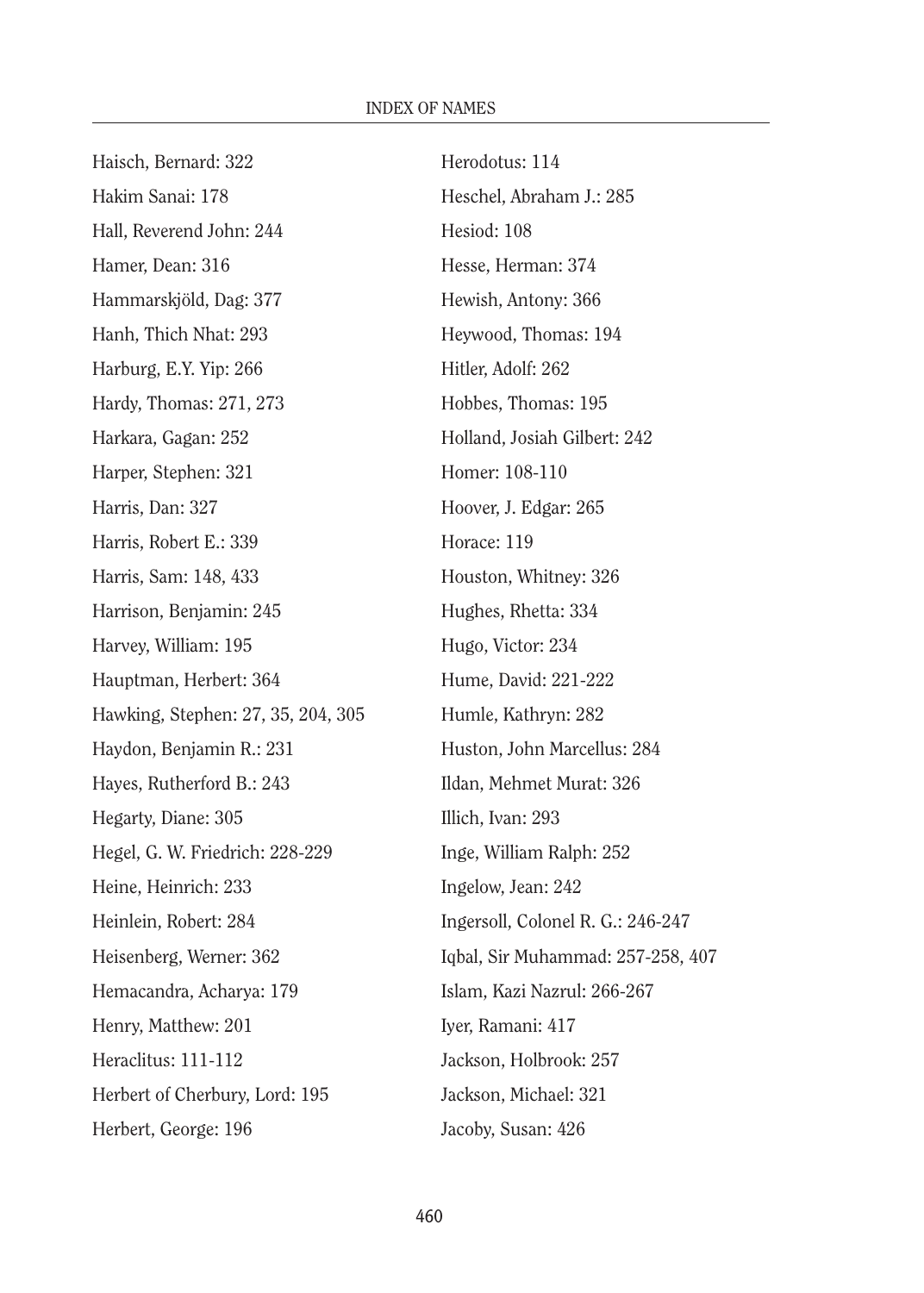Haisch, Bernard: 322
Hakim Sanai: 178
Hall, Reverend John: 244
Hamer, Dean: 316
Hammarskjöld, Dag: 377
Hanh, Thich Nhat: 293
Harburg, E.Y. Yip: 266
Hardy, Thomas: 271, 273
Harkara, Gagan: 252
Harper, Stephen: 321
Harris, Dan: 327
Harris, Robert E.: 339
Harris, Sam: 148, 433
Harrison, Benjamin: 245
Harvey, William: 195
Hauptman, Herbert: 364
Hawking, Stephen: 27, 35, 204, 305
Haydon, Benjamin R.: 231
Hayes, Rutherford B.: 243
Hegarty, Diane: 305
Hegel, G. W. Friedrich: 228-229
Heine, Heinrich: 233
Heinlein, Robert: 284
Heisenberg, Werner: 362
Hemacandra, Acharya: 179
Henry, Matthew: 201
Heraclitus: 111-112
Herbert of Cherbury, Lord: 195
Herbert, George: 196
Herodotus: 114
Heschel, Abraham J.: 285
Hesiod: 108
Hesse, Herman: 374
Hewish, Antony: 366
Heywood, Thomas: 194
Hitler, Adolf: 262
Hobbes, Thomas: 195
Holland, Josiah Gilbert: 242
Homer: 108-110
Hoover, J. Edgar: 265
Horace: 119
Houston, Whitney: 326
Hughes, Rhetta: 334
Hugo, Victor: 234
Hume, David: 221-222
Humle, Kathryn: 282
Huston, John Marcellus: 284
Ildan, Mehmet Murat: 326
Illich, Ivan: 293
Inge, William Ralph: 252
Ingelow, Jean: 242
Ingersoll, Colonel R. G.: 246-247
Iqbal, Sir Muhammad: 257-258, 407
Islam, Kazi Nazrul: 266-267
Iyer, Ramani: 417
Jackson, Holbrook: 257
Jackson, Michael: 321
Jacoby, Susan: 426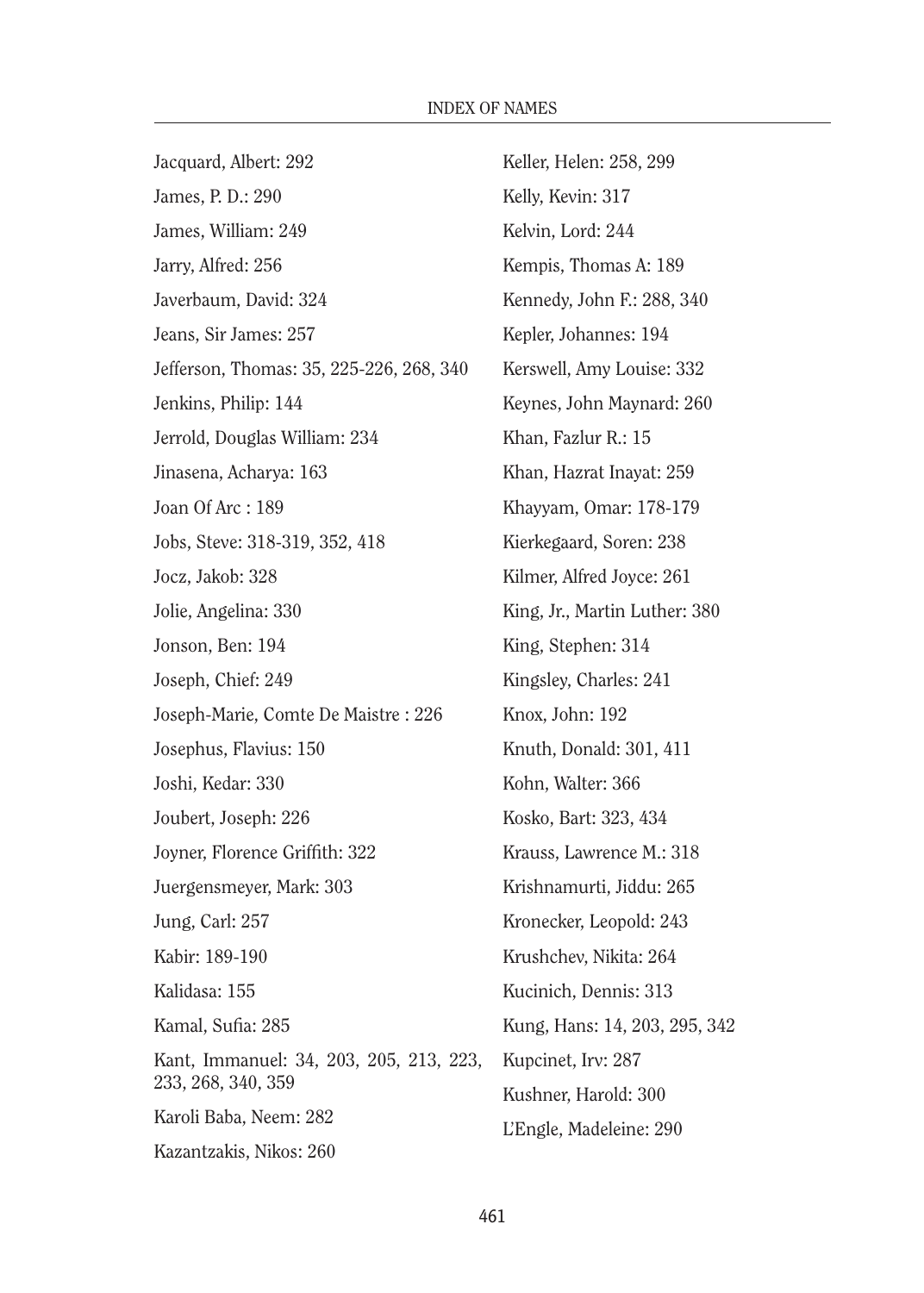Jacquard, Albert: 292

James, P. D.: 290

James, William: 249

Jarry, Alfred: 256

Javerbaum, David: 324

Jeans, Sir James: 257

Jefferson, Thomas: 35, 225-226, 268, 340

Jenkins, Philip: 144

Jerrold, Douglas William: 234

Jinasena, Acharya: 163

Joan Of Arc : 189

Jobs, Steve: 318-319, 352, 418

Jocz, Jakob: 328

Jolie, Angelina: 330

Jonson, Ben: 194

Joseph, Chief: 249

Joseph-Marie, Comte De Maistre : 226

Josephus, Flavius: 150

Joshi, Kedar: 330

Joubert, Joseph: 226

Joyner, Florence Griffith: 322

Juergensmeyer, Mark: 303

Jung, Carl: 257

Kabir: 189-190

Kalidasa: 155

Kamal, Sufia: 285

Kant, Immanuel: 34, 203, 205, 213, 223, 233, 268, 340, 359

Karoli Baba, Neem: 282

Kazantzakis, Nikos: 260

Keller, Helen: 258, 299

Kelly, Kevin: 317

Kelvin, Lord: 244

Kempis, Thomas A: 189

Kennedy, John F.: 288, 340

Kepler, Johannes: 194

Kerswell, Amy Louise: 332

Keynes, John Maynard: 260

Khan, Fazlur R.: 15

Khan, Hazrat Inayat: 259

Khayyam, Omar: 178-179

Kierkegaard, Soren: 238

Kilmer, Alfred Joyce: 261

King, Jr., Martin Luther: 380

King, Stephen: 314

Kingsley, Charles: 241

Knox, John: 192

Knuth, Donald: 301, 411

Kohn, Walter: 366

Kosko, Bart: 323, 434

Krauss, Lawrence M.: 318

Krishnamurti, Jiddu: 265

Kronecker, Leopold: 243

Krushchev, Nikita: 264

Kucinich, Dennis: 313

Kung, Hans: 14, 203, 295, 342

Kupcinet, Irv: 287

Kushner, Harold: 300

L'Engle, Madeleine: 290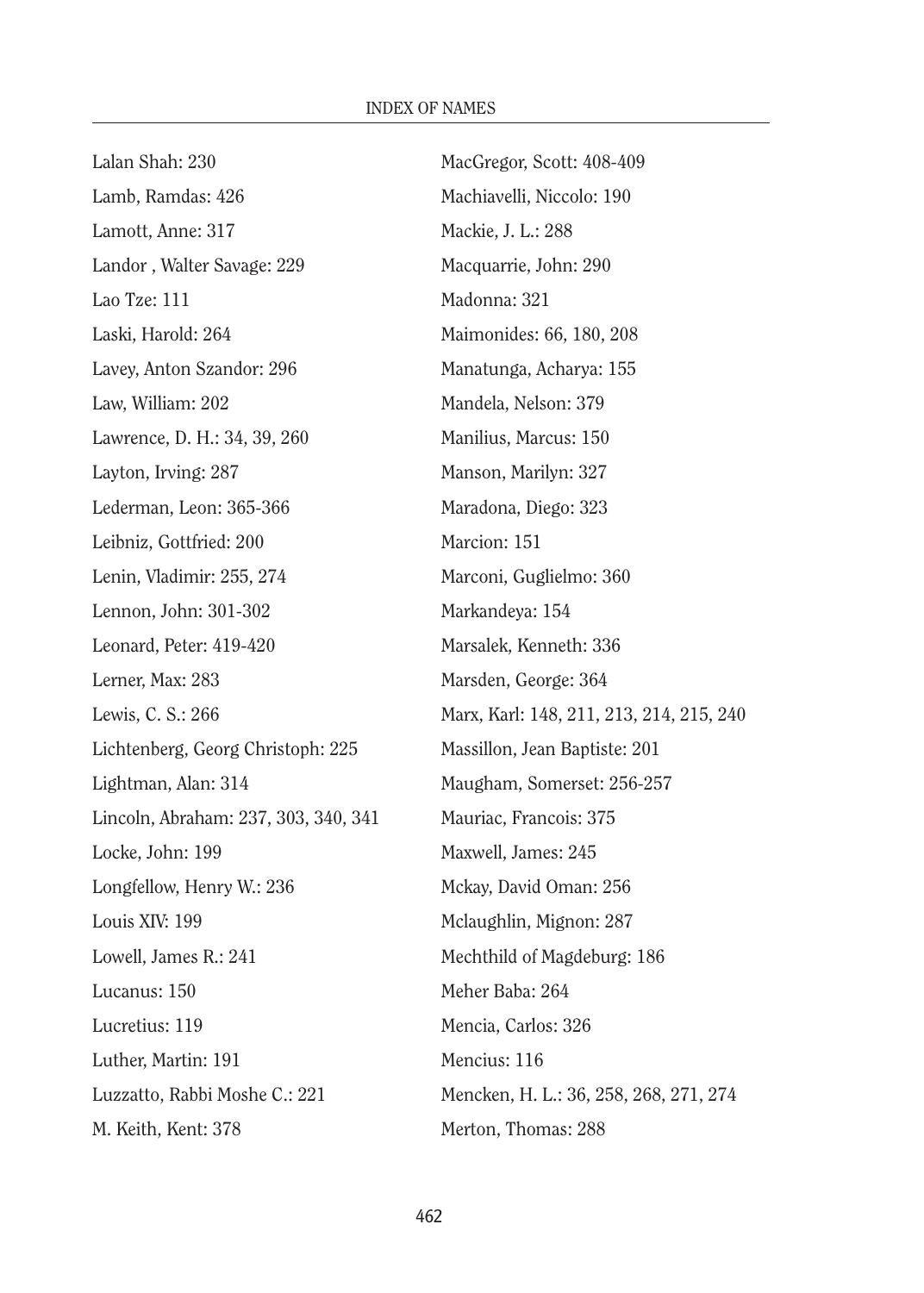Lalan Shah: 230

Lamb, Ramdas: 426

Lamott, Anne: 317

Landor , Walter Savage: 229

Lao Tze: 111

Laski, Harold: 264

Lavey, Anton Szandor: 296

Law, William: 202

Lawrence, D. H.: 34, 39, 260

Layton, Irving: 287

Lederman, Leon: 365-366

Leibniz, Gottfried: 200

Lenin, Vladimir: 255, 274

Lennon, John: 301-302

Leonard, Peter: 419-420

Lerner, Max: 283

Lewis, C. S.: 266

Lichtenberg, Georg Christoph: 225

Lightman, Alan: 314

Lincoln, Abraham: 237, 303, 340, 341

Locke, John: 199

Longfellow, Henry W.: 236

Louis XIV: 199

Lowell, James R.: 241

Lucanus: 150

Lucretius: 119

Luther, Martin: 191

Luzzatto, Rabbi Moshe C.: 221

M. Keith, Kent: 378

MacGregor, Scott: 408-409

Machiavelli, Niccolo: 190

Mackie, J. L.: 288

Macquarrie, John: 290

Madonna: 321

Maimonides: 66, 180, 208

Manatunga, Acharya: 155

Mandela, Nelson: 379

Manilius, Marcus: 150

Manson, Marilyn: 327

Maradona, Diego: 323

Marcion: 151

Marconi, Guglielmo: 360

Markandeya: 154

Marsalek, Kenneth: 336

Marsden, George: 364

Marx, Karl: 148, 211, 213, 214, 215, 240

Massillon, Jean Baptiste: 201

Maugham, Somerset: 256-257

Mauriac, Francois: 375

Maxwell, James: 245

Mckay, David Oman: 256

Mclaughlin, Mignon: 287

Mechthild of Magdeburg: 186

Meher Baba: 264

Mencia, Carlos: 326

Mencius: 116

Mencken, H. L.: 36, 258, 268, 271, 274

Merton, Thomas: 288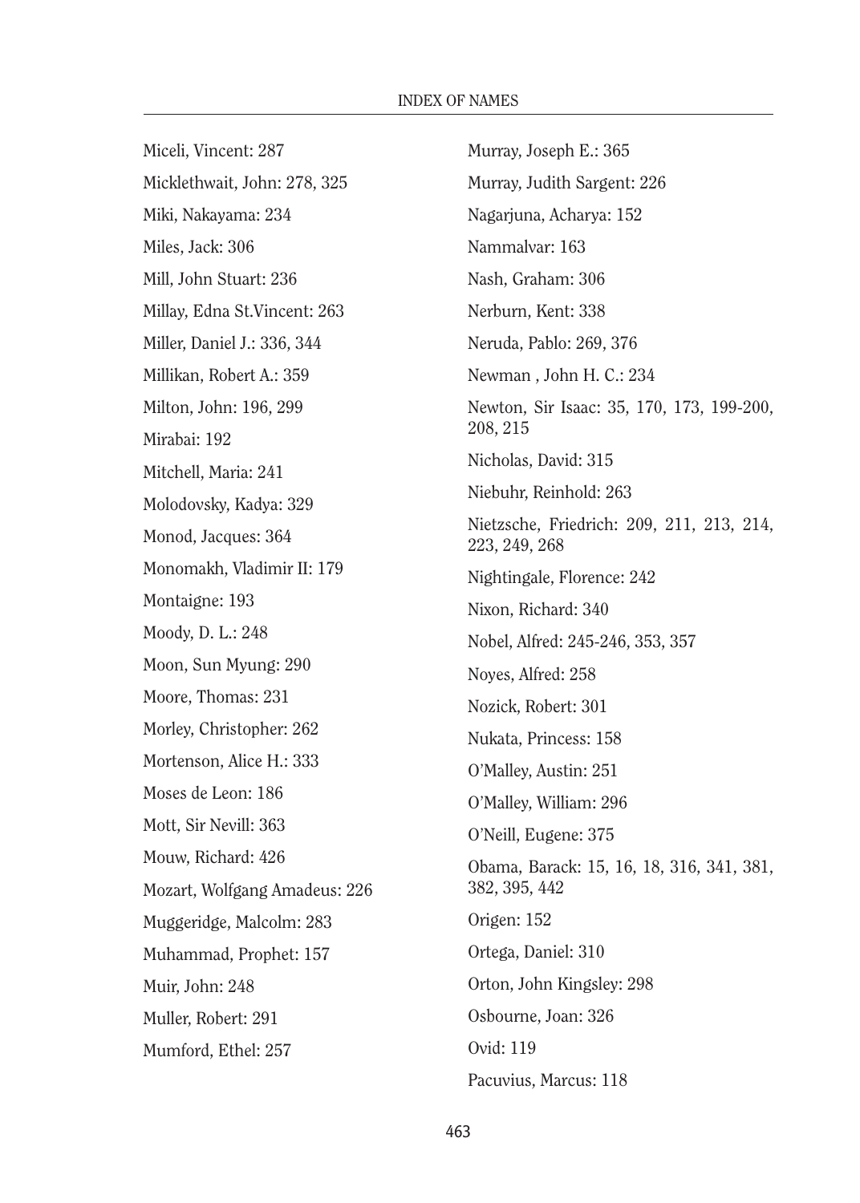Miceli, Vincent: 287

Micklethwait, John: 278, 325

Miki, Nakayama: 234

Miles, Jack: 306

Mill, John Stuart: 236

Millay, Edna St.Vincent: 263

Miller, Daniel J.: 336, 344

Millikan, Robert A.: 359

Milton, John: 196, 299

Mirabai: 192

Mitchell, Maria: 241

Molodovsky, Kadya: 329

Monod, Jacques: 364

Monomakh, Vladimir II: 179

Montaigne: 193

Moody, D. L.: 248

Moon, Sun Myung: 290

Moore, Thomas: 231

Morley, Christopher: 262

Mortenson, Alice H.: 333

Moses de Leon: 186

Mott, Sir Nevill: 363

Mouw, Richard: 426

Mozart, Wolfgang Amadeus: 226

Muggeridge, Malcolm: 283

Muhammad, Prophet: 157

Muir, John: 248

Muller, Robert: 291

Mumford, Ethel: 257

Murray, Joseph E.: 365

Murray, Judith Sargent: 226

Nagarjuna, Acharya: 152

Nammalvar: 163

Nash, Graham: 306

Nerburn, Kent: 338

Neruda, Pablo: 269, 376

Newman , John H. C.: 234

Newton, Sir Isaac: 35, 170, 173, 199-200, 208, 215

Nicholas, David: 315

Niebuhr, Reinhold: 263

Nietzsche, Friedrich: 209, 211, 213, 214, 223, 249, 268

Nightingale, Florence: 242

Nixon, Richard: 340

Nobel, Alfred: 245-246, 353, 357

Noyes, Alfred: 258

Nozick, Robert: 301

Nukata, Princess: 158

O'Malley, Austin: 251

O'Malley, William: 296

O'Neill, Eugene: 375

Obama, Barack: 15, 16, 18, 316, 341, 381, 382, 395, 442

Origen: 152

Ortega, Daniel: 310

Orton, John Kingsley: 298

Osbourne, Joan: 326

Ovid: 119

Pacuvius, Marcus: 118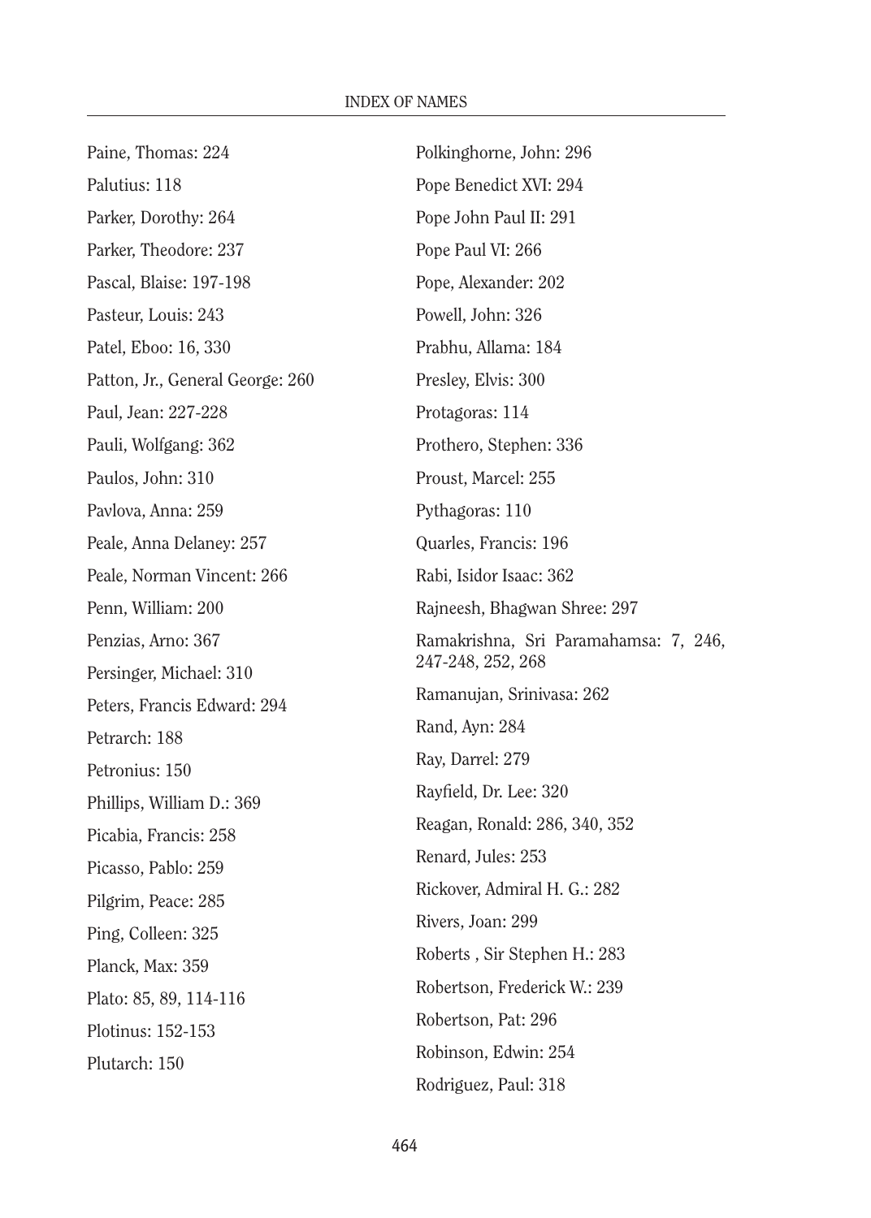Paine, Thomas: 224

Palutius: 118

Parker, Dorothy: 264

Parker, Theodore: 237

Pascal, Blaise: 197-198

Pasteur, Louis: 243

Patel, Eboo: 16, 330

Patton, Jr., General George: 260

Paul, Jean: 227-228

Pauli, Wolfgang: 362

Paulos, John: 310

Pavlova, Anna: 259

Peale, Anna Delaney: 257

Peale, Norman Vincent: 266

Penn, William: 200

Penzias, Arno: 367

Persinger, Michael: 310

Peters, Francis Edward: 294

Petrarch: 188

Petronius: 150

Phillips, William D.: 369

Picabia, Francis: 258

Picasso, Pablo: 259

Pilgrim, Peace: 285

Ping, Colleen: 325

Planck, Max: 359

Plato: 85, 89, 114-116

Plotinus: 152-153

Plutarch: 150

Polkinghorne, John: 296

Pope Benedict XVI: 294

Pope John Paul II: 291

Pope Paul VI: 266

Pope, Alexander: 202

Powell, John: 326

Prabhu, Allama: 184

Presley, Elvis: 300

Protagoras: 114

Prothero, Stephen: 336

Proust, Marcel: 255

Pythagoras: 110

Quarles, Francis: 196

Rabi, Isidor Isaac: 362

Rajneesh, Bhagwan Shree: 297

Ramakrishna, Sri Paramahamsa: 7, 246, 247-248, 252, 268

Ramanujan, Srinivasa: 262

Rand, Ayn: 284

Ray, Darrel: 279

Rayfield, Dr. Lee: 320

Reagan, Ronald: 286, 340, 352

Renard, Jules: 253

Rickover, Admiral H. G.: 282

Rivers, Joan: 299

Roberts , Sir Stephen H.: 283

Robertson, Frederick W.: 239

Robertson, Pat: 296

Robinson, Edwin: 254

Rodriguez, Paul: 318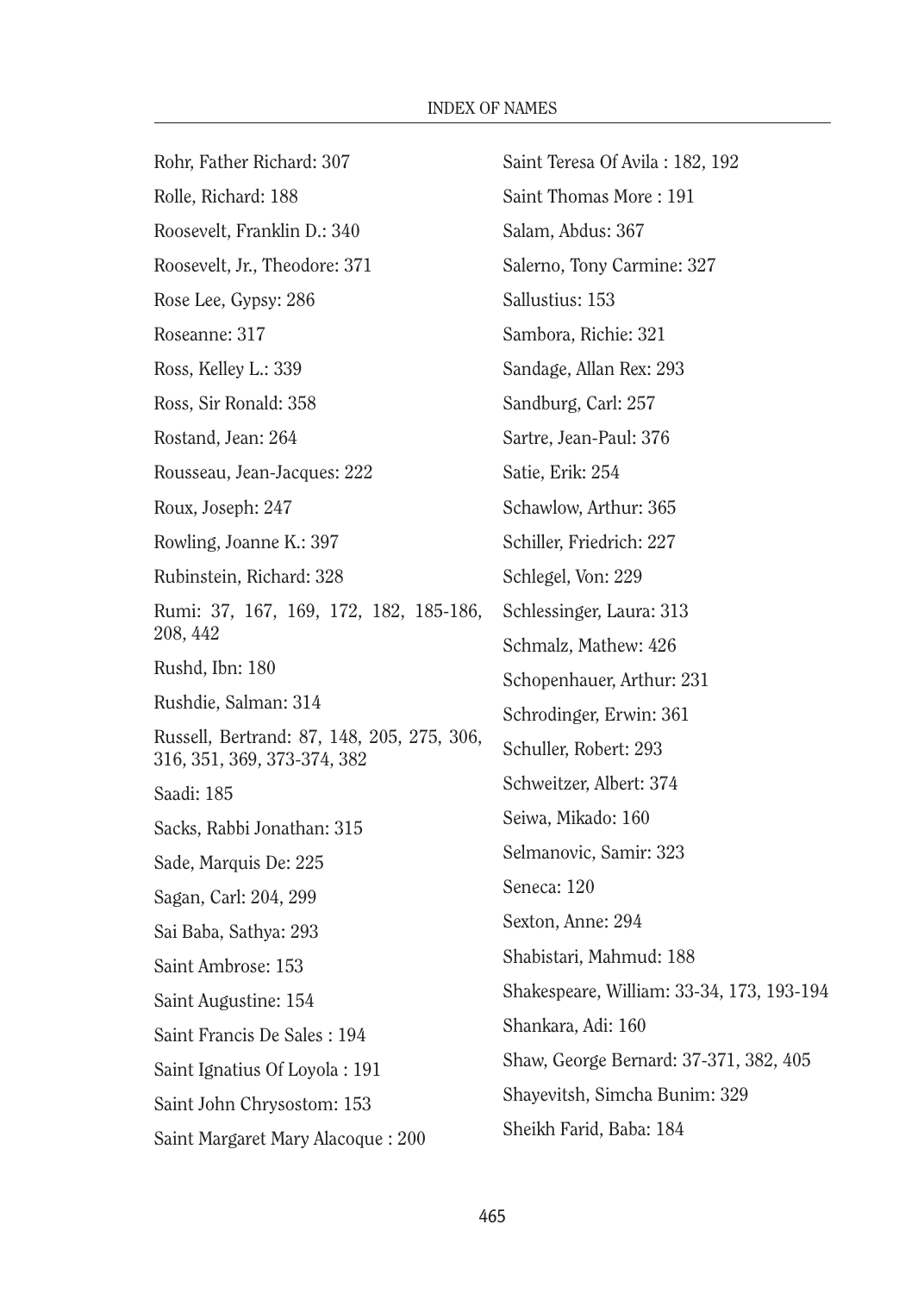Rohr, Father Richard: 307

Rolle, Richard: 188

Roosevelt, Franklin D.: 340

Roosevelt, Jr., Theodore: 371

Rose Lee, Gypsy: 286

Roseanne: 317

Ross, Kelley L.: 339

Ross, Sir Ronald: 358

Rostand, Jean: 264

Rousseau, Jean-Jacques: 222

Roux, Joseph: 247

Rowling, Joanne K.: 397

Rubinstein, Richard: 328

Rumi: 37, 167, 169, 172, 182, 185-186, 208, 442

Rushd, Ibn: 180

Rushdie, Salman: 314

Russell, Bertrand: 87, 148, 205, 275, 306, 316, 351, 369, 373-374, 382

Saadi: 185

Sacks, Rabbi Jonathan: 315

Sade, Marquis De: 225

Sagan, Carl: 204, 299

Sai Baba, Sathya: 293

Saint Ambrose: 153

Saint Augustine: 154

Saint Francis De Sales : 194

Saint Ignatius Of Loyola : 191

Saint John Chrysostom: 153

Saint Margaret Mary Alacoque : 200

Saint Teresa Of Avila : 182, 192

Saint Thomas More : 191

Salam, Abdus: 367

Salerno, Tony Carmine: 327

Sallustius: 153

Sambora, Richie: 321

Sandage, Allan Rex: 293

Sandburg, Carl: 257

Sartre, Jean-Paul: 376

Satie, Erik: 254

Schawlow, Arthur: 365

Schiller, Friedrich: 227

Schlegel, Von: 229

Schlessinger, Laura: 313

Schmalz, Mathew: 426

Schopenhauer, Arthur: 231

Schrodinger, Erwin: 361

Schuller, Robert: 293

Schweitzer, Albert: 374

Seiwa, Mikado: 160

Selmanovic, Samir: 323

Seneca: 120

Sexton, Anne: 294

Shabistari, Mahmud: 188

Shakespeare, William: 33-34, 173, 193-194

Shankara, Adi: 160

Shaw, George Bernard: 37-371, 382, 405

Shayevitsh, Simcha Bunim: 329

Sheikh Farid, Baba: 184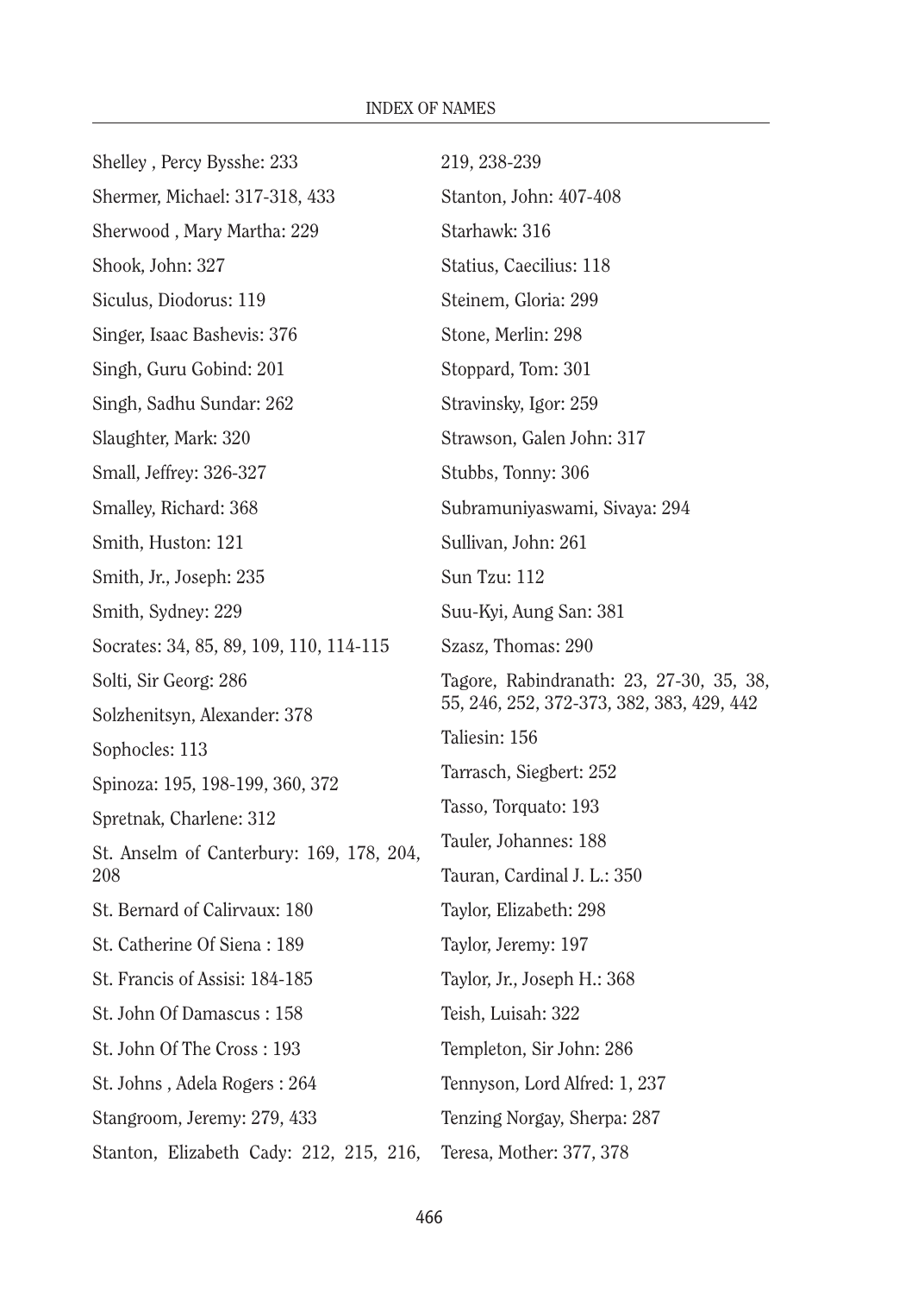Shelley , Percy Bysshe: 233

Shermer, Michael: 317-318, 433

Sherwood , Mary Martha: 229

Shook, John: 327

Siculus, Diodorus: 119

Singer, Isaac Bashevis: 376

Singh, Guru Gobind: 201

Singh, Sadhu Sundar: 262

Slaughter, Mark: 320

Small, Jeffrey: 326-327

Smalley, Richard: 368

Smith, Huston: 121

Smith, Jr., Joseph: 235

Smith, Sydney: 229

Socrates: 34, 85, 89, 109, 110, 114-115

Solti, Sir Georg: 286

Solzhenitsyn, Alexander: 378

Sophocles: 113

Spinoza: 195, 198-199, 360, 372

Spretnak, Charlene: 312

St. Anselm of Canterbury: 169, 178, 204, 208

St. Bernard of Calirvaux: 180

St. Catherine Of Siena : 189

St. Francis of Assisi: 184-185

St. John Of Damascus : 158

St. John Of The Cross : 193

St. Johns , Adela Rogers : 264

Stangroom, Jeremy: 279, 433

Stanton, Elizabeth Cady: 212, 215, 216, 219, 238-239

Stanton, John: 407-408

Starhawk: 316

Statius, Caecilius: 118

Steinem, Gloria: 299

Stone, Merlin: 298

Stoppard, Tom: 301

Stravinsky, Igor: 259

Strawson, Galen John: 317

Stubbs, Tonny: 306

Subramuniyaswami, Sivaya: 294

Sullivan, John: 261

Sun Tzu: 112

Suu-Kyi, Aung San: 381

Szasz, Thomas: 290

Tagore, Rabindranath: 23, 27-30, 35, 38, 55, 246, 252, 372-373, 382, 383, 429, 442

Taliesin: 156

Tarrasch, Siegbert: 252

Tasso, Torquato: 193

Tauler, Johannes: 188

Tauran, Cardinal J. L.: 350

Taylor, Elizabeth: 298

Taylor, Jeremy: 197

Taylor, Jr., Joseph H.: 368

Teish, Luisah: 322

Templeton, Sir John: 286

Tennyson, Lord Alfred: 1, 237

Tenzing Norgay, Sherpa: 287

Teresa, Mother: 377, 378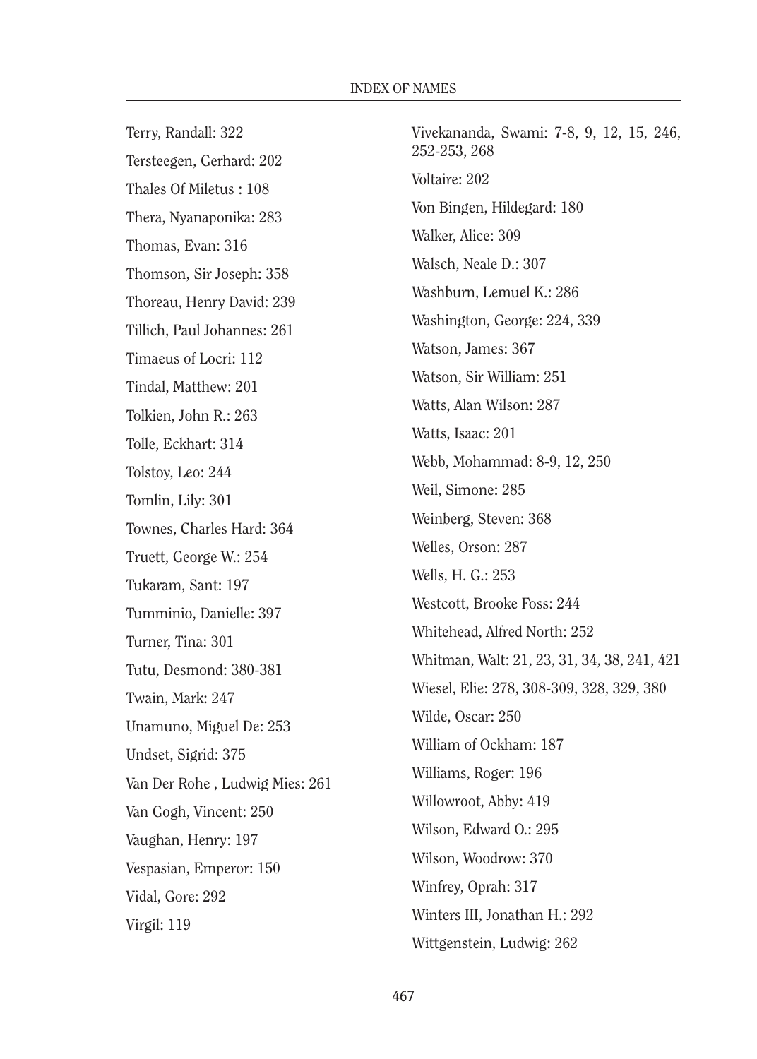Terry, Randall: 322

Tersteegen, Gerhard: 202

Thales Of Miletus : 108

Thera, Nyanaponika: 283

Thomas, Evan: 316

Thomson, Sir Joseph: 358

Thoreau, Henry David: 239

Tillich, Paul Johannes: 261

Timaeus of Locri: 112

Tindal, Matthew: 201

Tolkien, John R.: 263

Tolle, Eckhart: 314

Tolstoy, Leo: 244

Tomlin, Lily: 301

Townes, Charles Hard: 364

Truett, George W.: 254

Tukaram, Sant: 197

Tumminio, Danielle: 397

Turner, Tina: 301

Tutu, Desmond: 380-381

Twain, Mark: 247

Unamuno, Miguel De: 253

Undset, Sigrid: 375

Van Der Rohe , Ludwig Mies: 261

Van Gogh, Vincent: 250

Vaughan, Henry: 197

Vespasian, Emperor: 150

Vidal, Gore: 292

Virgil: 119

Vivekananda, Swami: 7-8, 9, 12, 15, 246, 252-253, 268

Voltaire: 202

Von Bingen, Hildegard: 180

Walker, Alice: 309

Walsch, Neale D.: 307

Washburn, Lemuel K.: 286

Washington, George: 224, 339

Watson, James: 367

Watson, Sir William: 251

Watts, Alan Wilson: 287

Watts, Isaac: 201

Webb, Mohammad: 8-9, 12, 250

Weil, Simone: 285

Weinberg, Steven: 368

Welles, Orson: 287

Wells, H. G.: 253

Westcott, Brooke Foss: 244

Whitehead, Alfred North: 252

Whitman, Walt: 21, 23, 31, 34, 38, 241, 421

Wiesel, Elie: 278, 308-309, 328, 329, 380

Wilde, Oscar: 250

William of Ockham: 187

Williams, Roger: 196

Willowroot, Abby: 419

Wilson, Edward O.: 295

Wilson, Woodrow: 370

Winfrey, Oprah: 317

Winters III, Jonathan H.: 292

Wittgenstein, Ludwig: 262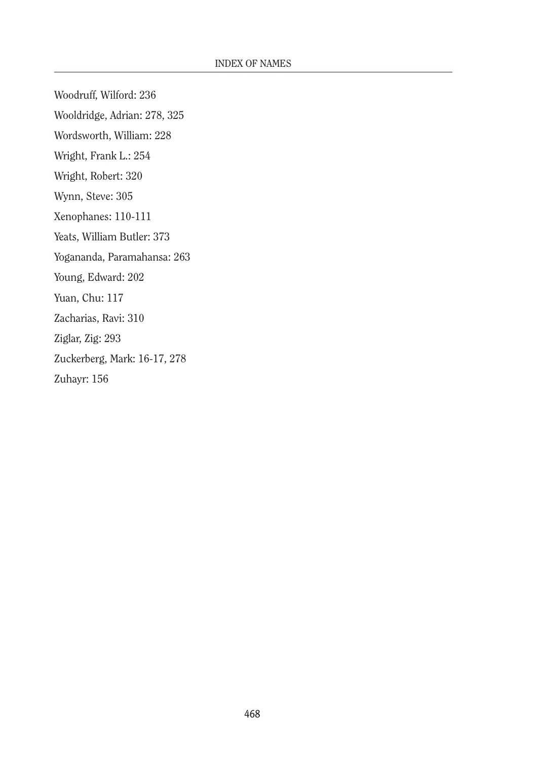Woodruff, Wilford: 236

Wooldridge, Adrian: 278, 325

Wordsworth, William: 228

Wright, Frank L.: 254

Wright, Robert: 320

Wynn, Steve: 305

Xenophanes: 110-111

Yeats, William Butler: 373

Yogananda, Paramahansa: 263

Young, Edward: 202

Yuan, Chu: 117

Zacharias, Ravi: 310

Ziglar, Zig: 293

Zuckerberg, Mark: 16-17, 278

Zuhayr: 156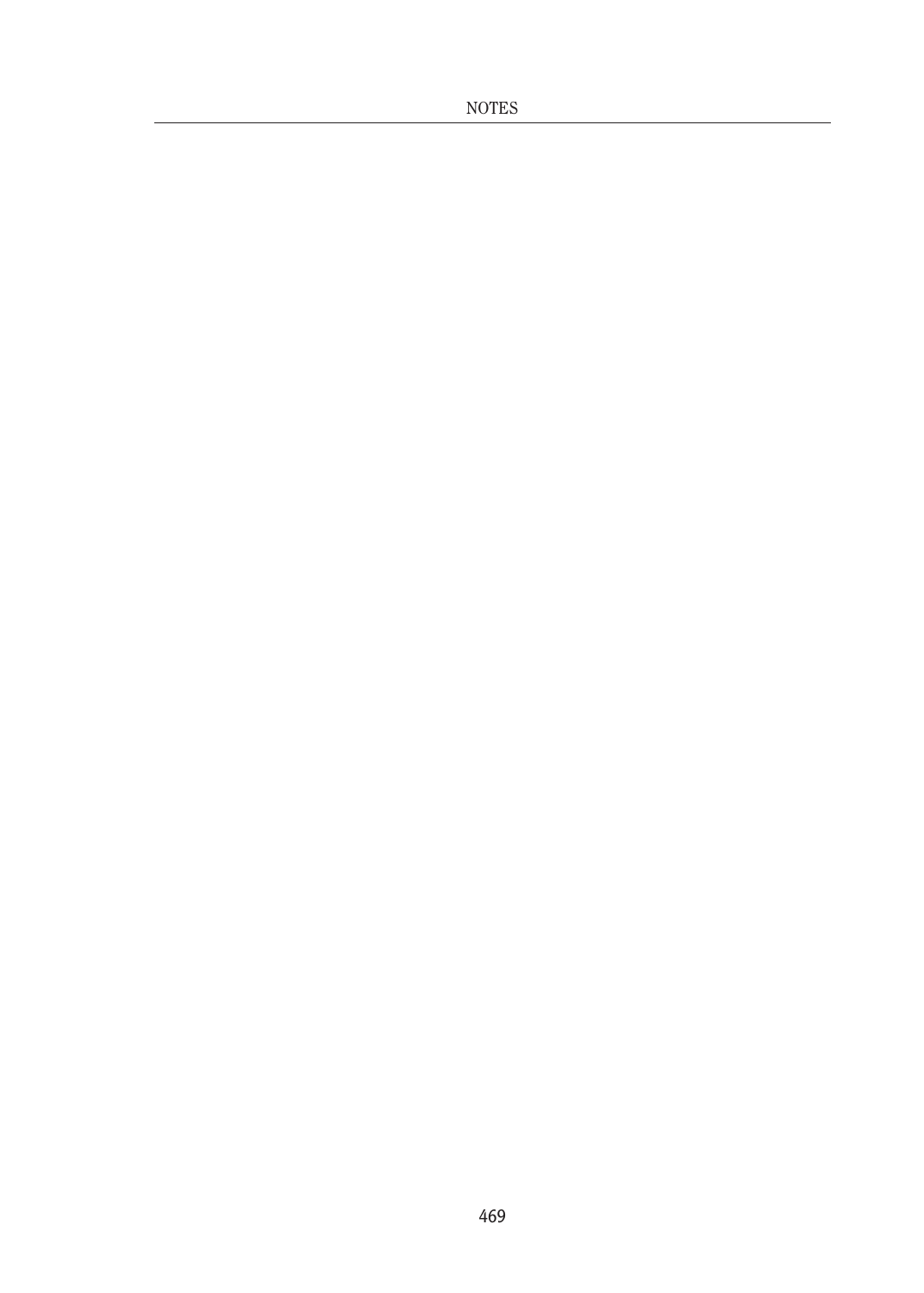# NOTES